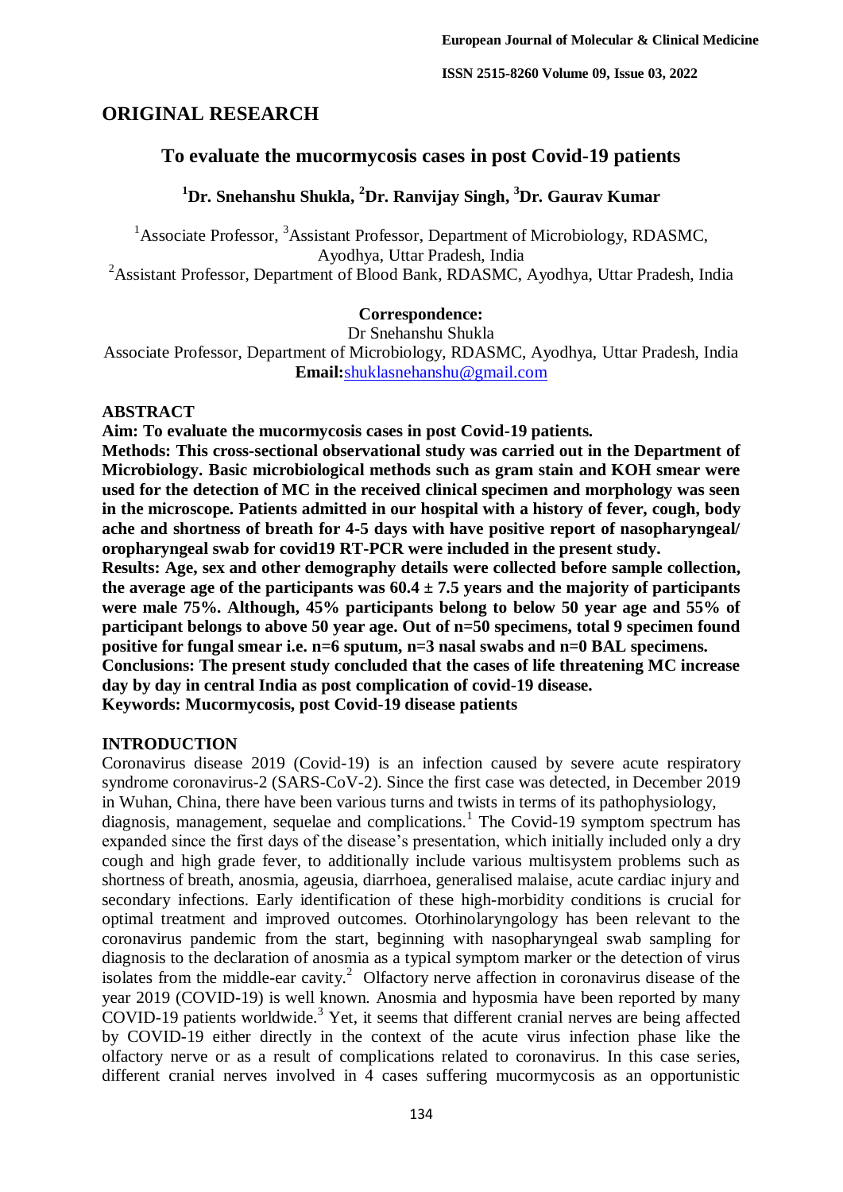## ORIGINAL RESEARCH

# To evaluate the mucormycosis cases in post Covid-19 patients

**[1]Dr. Snehanshu Shukla, [2]Dr. Ranvijay Singh, [3]Dr. Gaurav Kumar**

[1]Associate Professor, [3]Assistant Professor, Department of Microbiology, RDASMC, Ayodhya, Uttar Pradesh, India

[2]Assistant Professor, Department of Blood Bank, RDASMC, Ayodhya, Uttar Pradesh, India

**Correspondence:**
Dr Snehanshu Shukla
Associate Professor, Department of Microbiology, RDASMC, Ayodhya, Uttar Pradesh, India
**Email:** shuklasnehanshu@gmail.com

## ABSTRACT

**Aim: To evaluate the mucormycosis cases in post Covid-19 patients.**

**Methods: This cross-sectional observational study was carried out in the Department of Microbiology. Basic microbiological methods such as gram stain and KOH smear were used for the detection of MC in the received clinical specimen and morphology was seen in the microscope. Patients admitted in our hospital with a history of fever, cough, body ache and shortness of breath for 4-5 days with have positive report of nasopharyngeal/ oropharyngeal swab for covid19 RT-PCR were included in the present study.**

**Results: Age, sex and other demography details were collected before sample collection, the average age of the participants was 60.4 ± 7.5 years and the majority of participants were male 75%. Although, 45% participants belong to below 50 year age and 55% of participant belongs to above 50 year age. Out of n=50 specimens, total 9 specimen found positive for fungal smear i.e. n=6 sputum, n=3 nasal swabs and n=0 BAL specimens.**

**Conclusions: The present study concluded that the cases of life threatening MC increase day by day in central India as post complication of covid-19 disease.**

**Keywords: Mucormycosis, post Covid-19 disease patients**

## INTRODUCTION

Coronavirus disease 2019 (Covid-19) is an infection caused by severe acute respiratory syndrome coronavirus-2 (SARS-CoV-2). Since the first case was detected, in December 2019 in Wuhan, China, there have been various turns and twists in terms of its pathophysiology, diagnosis, management, sequelae and complications.[1] The Covid-19 symptom spectrum has expanded since the first days of the disease's presentation, which initially included only a dry cough and high grade fever, to additionally include various multisystem problems such as shortness of breath, anosmia, ageusia, diarrhoea, generalised malaise, acute cardiac injury and secondary infections. Early identification of these high-morbidity conditions is crucial for optimal treatment and improved outcomes. Otorhinolaryngology has been relevant to the coronavirus pandemic from the start, beginning with nasopharyngeal swab sampling for diagnosis to the declaration of anosmia as a typical symptom marker or the detection of virus isolates from the middle-ear cavity.[2] Olfactory nerve affection in coronavirus disease of the year 2019 (COVID-19) is well known. Anosmia and hyposmia have been reported by many COVID-19 patients worldwide.[3] Yet, it seems that different cranial nerves are being affected by COVID-19 either directly in the context of the acute virus infection phase like the olfactory nerve or as a result of complications related to coronavirus. In this case series, different cranial nerves involved in 4 cases suffering mucormycosis as an opportunistic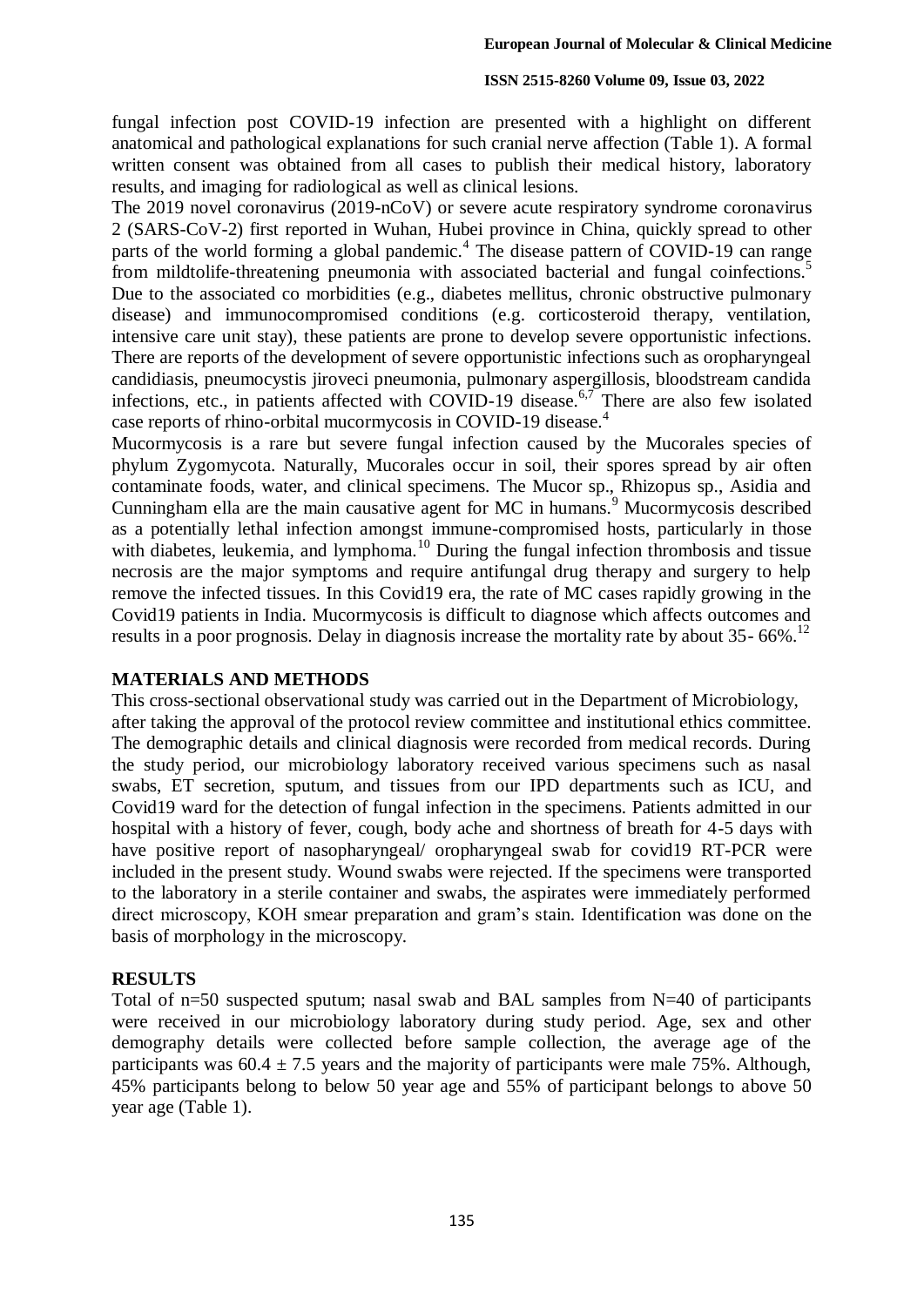fungal infection post COVID-19 infection are presented with a highlight on different anatomical and pathological explanations for such cranial nerve affection (Table 1). A formal written consent was obtained from all cases to publish their medical history, laboratory results, and imaging for radiological as well as clinical lesions.

The 2019 novel coronavirus (2019-nCoV) or severe acute respiratory syndrome coronavirus 2 (SARS-CoV-2) first reported in Wuhan, Hubei province in China, quickly spread to other parts of the world forming a global pandemic.[4] The disease pattern of COVID-19 can range from mildtolife-threatening pneumonia with associated bacterial and fungal coinfections.[5] Due to the associated co morbidities (e.g., diabetes mellitus, chronic obstructive pulmonary disease) and immunocompromised conditions (e.g. corticosteroid therapy, ventilation, intensive care unit stay), these patients are prone to develop severe opportunistic infections. There are reports of the development of severe opportunistic infections such as oropharyngeal candidiasis, pneumocystis jiroveci pneumonia, pulmonary aspergillosis, bloodstream candida infections, etc., in patients affected with COVID-19 disease.[6,7] There are also few isolated case reports of rhino-orbital mucormycosis in COVID-19 disease.[4]

Mucormycosis is a rare but severe fungal infection caused by the Mucorales species of phylum Zygomycota. Naturally, Mucorales occur in soil, their spores spread by air often contaminate foods, water, and clinical specimens. The Mucor sp., Rhizopus sp., Asidia and Cunningham ella are the main causative agent for MC in humans.[9] Mucormycosis described as a potentially lethal infection amongst immune-compromised hosts, particularly in those with diabetes, leukemia, and lymphoma.[10] During the fungal infection thrombosis and tissue necrosis are the major symptoms and require antifungal drug therapy and surgery to help remove the infected tissues. In this Covid19 era, the rate of MC cases rapidly growing in the Covid19 patients in India. Mucormycosis is difficult to diagnose which affects outcomes and results in a poor prognosis. Delay in diagnosis increase the mortality rate by about 35- 66%.[12]

## MATERIALS AND METHODS

This cross-sectional observational study was carried out in the Department of Microbiology, after taking the approval of the protocol review committee and institutional ethics committee. The demographic details and clinical diagnosis were recorded from medical records. During the study period, our microbiology laboratory received various specimens such as nasal swabs, ET secretion, sputum, and tissues from our IPD departments such as ICU, and Covid19 ward for the detection of fungal infection in the specimens. Patients admitted in our hospital with a history of fever, cough, body ache and shortness of breath for 4-5 days with have positive report of nasopharyngeal/ oropharyngeal swab for covid19 RT-PCR were included in the present study. Wound swabs were rejected. If the specimens were transported to the laboratory in a sterile container and swabs, the aspirates were immediately performed direct microscopy, KOH smear preparation and gram's stain. Identification was done on the basis of morphology in the microscopy.

## RESULTS

Total of n=50 suspected sputum; nasal swab and BAL samples from N=40 of participants were received in our microbiology laboratory during study period. Age, sex and other demography details were collected before sample collection, the average age of the participants was $60.4 \pm 7.5$ years and the majority of participants were male 75%. Although, 45% participants belong to below 50 year age and 55% of participant belongs to above 50 year age (Table 1).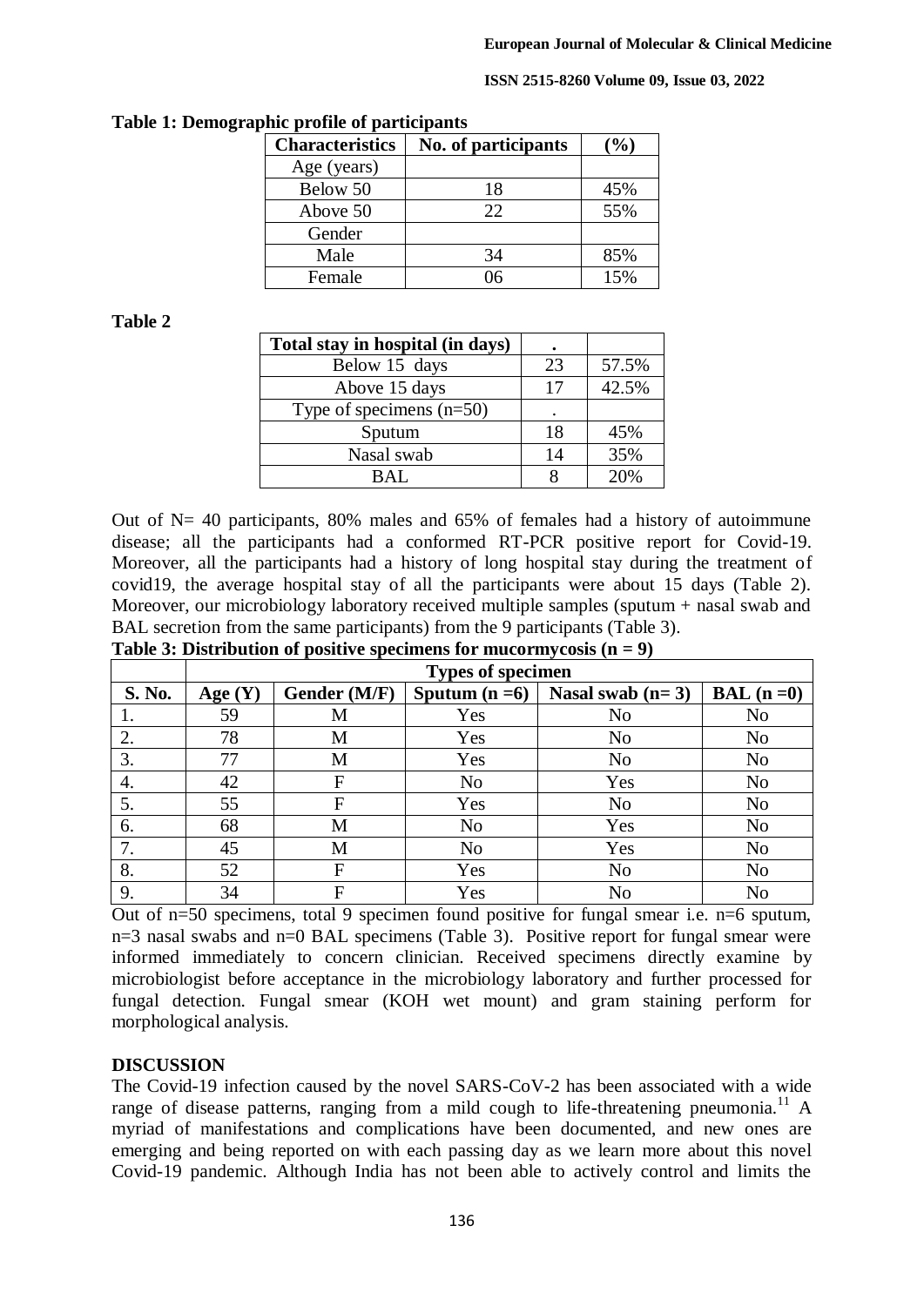**Table 1: Demographic profile of participants**

| Characteristics | No. of participants | (%) |
| --- | --- | --- |
| Age (years) | | |
| Below 50 | 18 | 45% |
| Above 50 | 22 | 55% |
| Gender | | |
| Male | 34 | 85% |
| Female | 06 | 15% |

**Table 2**

| Total stay in hospital (in days) | . | |
| --- | --- | --- |
| Below 15 days | 23 | 57.5% |
| Above 15 days | 17 | 42.5% |
| Type of specimens (n=50) | . | |
| Sputum | 18 | 45% |
| Nasal swab | 14 | 35% |
| BAL | 8 | 20% |

Out of N= 40 participants, 80% males and 65% of females had a history of autoimmune disease; all the participants had a conformed RT-PCR positive report for Covid-19. Moreover, all the participants had a history of long hospital stay during the treatment of covid19, the average hospital stay of all the participants were about 15 days (Table 2). Moreover, our microbiology laboratory received multiple samples (sputum + nasal swab and BAL secretion from the same participants) from the 9 participants (Table 3).

**Table 3: Distribution of positive specimens for mucormycosis (n = 9)**

| | Types of specimen | | | | |
| --- | --- | --- | --- | --- | --- |
| **S. No.** | **Age (Y)** | **Gender (M/F)** | **Sputum (n =6)** | **Nasal swab (n= 3)** | **BAL (n =0)** |
| 1. | 59 | M | Yes | No | No |
| 2. | 78 | M | Yes | No | No |
| 3. | 77 | M | Yes | No | No |
| 4. | 42 | F | No | Yes | No |
| 5. | 55 | F | Yes | No | No |
| 6. | 68 | M | No | Yes | No |
| 7. | 45 | M | No | Yes | No |
| 8. | 52 | F | Yes | No | No |
| 9. | 34 | F | Yes | No | No |

Out of n=50 specimens, total 9 specimen found positive for fungal smear i.e. n=6 sputum, n=3 nasal swabs and n=0 BAL specimens (Table 3). Positive report for fungal smear were informed immediately to concern clinician. Received specimens directly examine by microbiologist before acceptance in the microbiology laboratory and further processed for fungal detection. Fungal smear (KOH wet mount) and gram staining perform for morphological analysis.

## DISCUSSION

The Covid-19 infection caused by the novel SARS-CoV-2 has been associated with a wide range of disease patterns, ranging from a mild cough to life-threatening pneumonia.[11] A myriad of manifestations and complications have been documented, and new ones are emerging and being reported on with each passing day as we learn more about this novel Covid-19 pandemic. Although India has not been able to actively control and limits the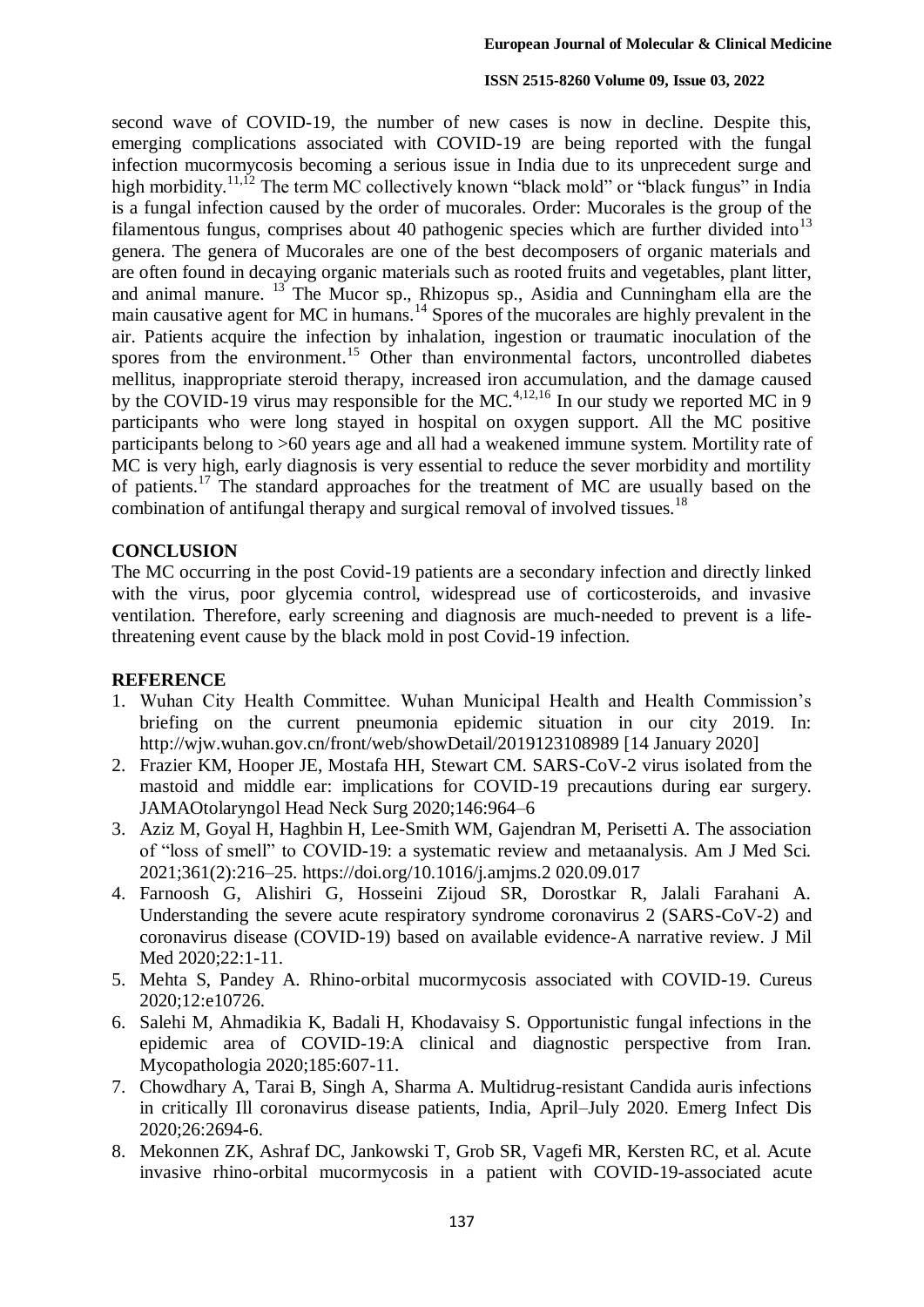second wave of COVID-19, the number of new cases is now in decline. Despite this, emerging complications associated with COVID-19 are being reported with the fungal infection mucormycosis becoming a serious issue in India due to its unprecedent surge and high morbidity.[11,12] The term MC collectively known "black mold" or "black fungus" in India is a fungal infection caused by the order of mucorales. Order: Mucorales is the group of the filamentous fungus, comprises about 40 pathogenic species which are further divided into[13] genera. The genera of Mucorales are one of the best decomposers of organic materials and are often found in decaying organic materials such as rooted fruits and vegetables, plant litter, and animal manure. [13] The Mucor sp., Rhizopus sp., Asidia and Cunningham ella are the main causative agent for MC in humans.[14] Spores of the mucorales are highly prevalent in the air. Patients acquire the infection by inhalation, ingestion or traumatic inoculation of the spores from the environment.[15] Other than environmental factors, uncontrolled diabetes mellitus, inappropriate steroid therapy, increased iron accumulation, and the damage caused by the COVID-19 virus may responsible for the MC.[4,12,16] In our study we reported MC in 9 participants who were long stayed in hospital on oxygen support. All the MC positive participants belong to >60 years age and all had a weakened immune system. Mortility rate of MC is very high, early diagnosis is very essential to reduce the sever morbidity and mortility of patients.[17] The standard approaches for the treatment of MC are usually based on the combination of antifungal therapy and surgical removal of involved tissues.[18]

## CONCLUSION

The MC occurring in the post Covid-19 patients are a secondary infection and directly linked with the virus, poor glycemia control, widespread use of corticosteroids, and invasive ventilation. Therefore, early screening and diagnosis are much-needed to prevent is a life-threatening event cause by the black mold in post Covid-19 infection.

## REFERENCE

1. Wuhan City Health Committee. Wuhan Municipal Health and Health Commission's briefing on the current pneumonia epidemic situation in our city 2019. In: http://wjw.wuhan.gov.cn/front/web/showDetail/2019123108989 [14 January 2020]
2. Frazier KM, Hooper JE, Mostafa HH, Stewart CM. SARS-CoV-2 virus isolated from the mastoid and middle ear: implications for COVID-19 precautions during ear surgery. JAMAOtolaryngol Head Neck Surg 2020;146:964–6
3. Aziz M, Goyal H, Haghbin H, Lee-Smith WM, Gajendran M, Perisetti A. The association of "loss of smell" to COVID-19: a systematic review and metaanalysis. Am J Med Sci. 2021;361(2):216–25. https://doi.org/10.1016/j.amjms.2 020.09.017
4. Farnoosh G, Alishiri G, Hosseini Zijoud SR, Dorostkar R, Jalali Farahani A. Understanding the severe acute respiratory syndrome coronavirus 2 (SARS-CoV-2) and coronavirus disease (COVID-19) based on available evidence-A narrative review. J Mil Med 2020;22:1-11.
5. Mehta S, Pandey A. Rhino-orbital mucormycosis associated with COVID-19. Cureus 2020;12:e10726.
6. Salehi M, Ahmadikia K, Badali H, Khodavaisy S. Opportunistic fungal infections in the epidemic area of COVID-19:A clinical and diagnostic perspective from Iran. Mycopathologia 2020;185:607-11.
7. Chowdhary A, Tarai B, Singh A, Sharma A. Multidrug-resistant Candida auris infections in critically Ill coronavirus disease patients, India, April–July 2020. Emerg Infect Dis 2020;26:2694-6.
8. Mekonnen ZK, Ashraf DC, Jankowski T, Grob SR, Vagefi MR, Kersten RC, et al. Acute invasive rhino-orbital mucormycosis in a patient with COVID-19-associated acute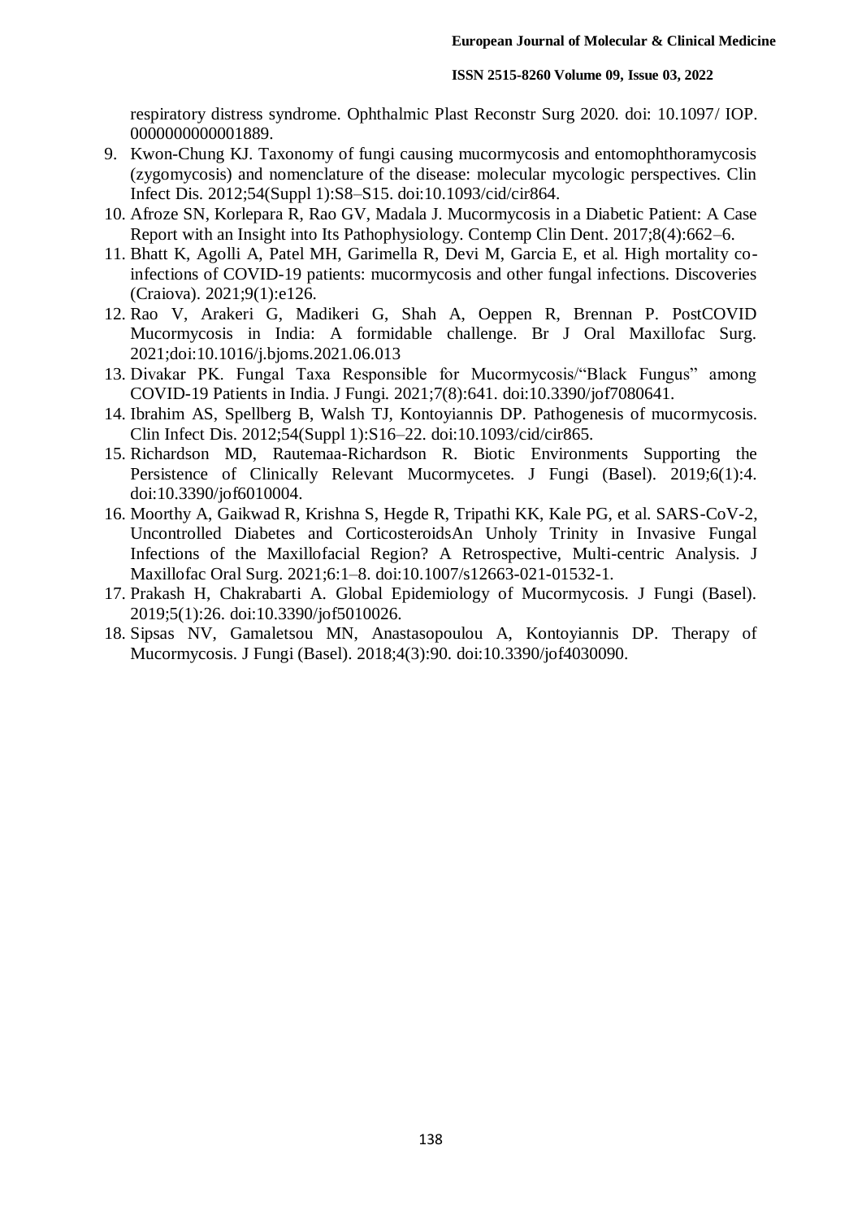respiratory distress syndrome. Ophthalmic Plast Reconstr Surg 2020. doi: 10.1097/ IOP. 0000000000001889.

9. Kwon-Chung KJ. Taxonomy of fungi causing mucormycosis and entomophthoramycosis (zygomycosis) and nomenclature of the disease: molecular mycologic perspectives. Clin Infect Dis. 2012;54(Suppl 1):S8–S15. doi:10.1093/cid/cir864.
10. Afroze SN, Korlepara R, Rao GV, Madala J. Mucormycosis in a Diabetic Patient: A Case Report with an Insight into Its Pathophysiology. Contemp Clin Dent. 2017;8(4):662–6.
11. Bhatt K, Agolli A, Patel MH, Garimella R, Devi M, Garcia E, et al. High mortality co-infections of COVID-19 patients: mucormycosis and other fungal infections. Discoveries (Craiova). 2021;9(1):e126.
12. Rao V, Arakeri G, Madikeri G, Shah A, Oeppen R, Brennan P. PostCOVID Mucormycosis in India: A formidable challenge. Br J Oral Maxillofac Surg. 2021;doi:10.1016/j.bjoms.2021.06.013
13. Divakar PK. Fungal Taxa Responsible for Mucormycosis/"Black Fungus" among COVID-19 Patients in India. J Fungi. 2021;7(8):641. doi:10.3390/jof7080641.
14. Ibrahim AS, Spellberg B, Walsh TJ, Kontoyiannis DP. Pathogenesis of mucormycosis. Clin Infect Dis. 2012;54(Suppl 1):S16–22. doi:10.1093/cid/cir865.
15. Richardson MD, Rautemaa-Richardson R. Biotic Environments Supporting the Persistence of Clinically Relevant Mucormycetes. J Fungi (Basel). 2019;6(1):4. doi:10.3390/jof6010004.
16. Moorthy A, Gaikwad R, Krishna S, Hegde R, Tripathi KK, Kale PG, et al. SARS-CoV-2, Uncontrolled Diabetes and CorticosteroidsAn Unholy Trinity in Invasive Fungal Infections of the Maxillofacial Region? A Retrospective, Multi-centric Analysis. J Maxillofac Oral Surg. 2021;6:1–8. doi:10.1007/s12663-021-01532-1.
17. Prakash H, Chakrabarti A. Global Epidemiology of Mucormycosis. J Fungi (Basel). 2019;5(1):26. doi:10.3390/jof5010026.
18. Sipsas NV, Gamaletsou MN, Anastasopoulou A, Kontoyiannis DP. Therapy of Mucormycosis. J Fungi (Basel). 2018;4(3):90. doi:10.3390/jof4030090.